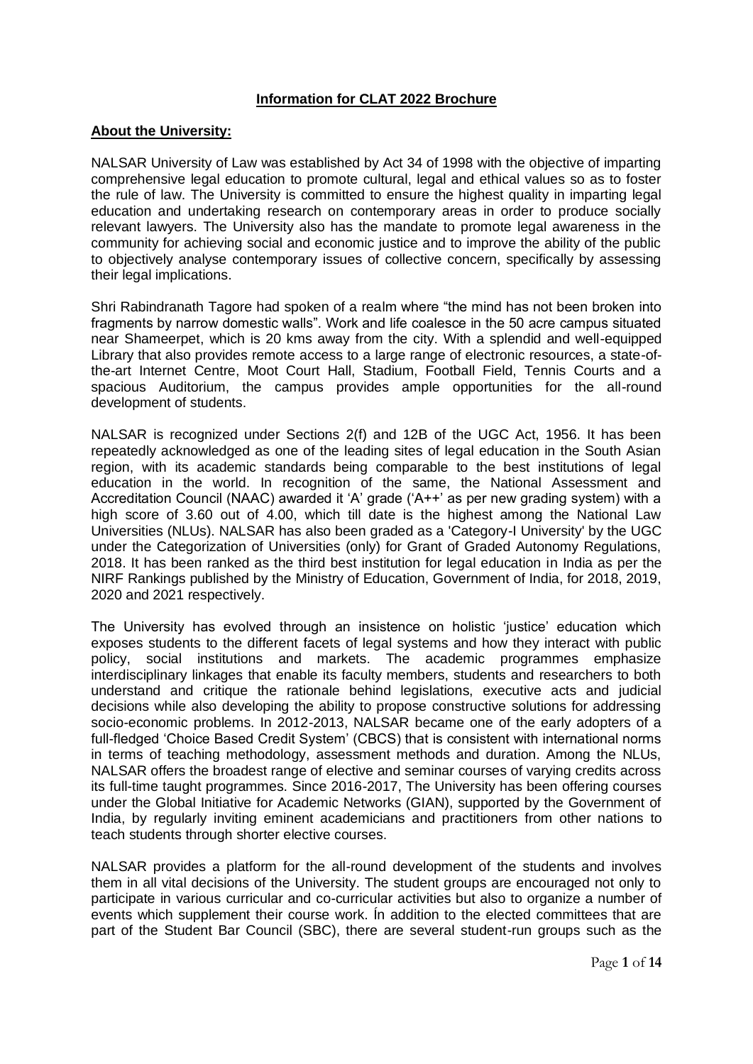## Information for CLAT 2022 Brochure

### About the University:

NALSAR University of Law was established by Act 34 of 1998 with the objective of imparting comprehensive legal education to promote cultural, legal and ethical values so as to foster the rule of law. The University is committed to ensure the highest quality in imparting legal education and undertaking research on contemporary areas in order to produce socially relevant lawyers. The University also has the mandate to promote legal awareness in the community for achieving social and economic justice and to improve the ability of the public to objectively analyse contemporary issues of collective concern, specifically by assessing their legal implications.

Shri Rabindranath Tagore had spoken of a realm where "the mind has not been broken into fragments by narrow domestic walls". Work and life coalesce in the 50 acre campus situated near Shameerpet, which is 20 kms away from the city. With a splendid and well-equipped Library that also provides remote access to a large range of electronic resources, a state-of-the-art Internet Centre, Moot Court Hall, Stadium, Football Field, Tennis Courts and a spacious Auditorium, the campus provides ample opportunities for the all-round development of students.

NALSAR is recognized under Sections 2(f) and 12B of the UGC Act, 1956. It has been repeatedly acknowledged as one of the leading sites of legal education in the South Asian region, with its academic standards being comparable to the best institutions of legal education in the world. In recognition of the same, the National Assessment and Accreditation Council (NAAC) awarded it 'A' grade ('A++' as per new grading system) with a high score of 3.60 out of 4.00, which till date is the highest among the National Law Universities (NLUs). NALSAR has also been graded as a 'Category-I University' by the UGC under the Categorization of Universities (only) for Grant of Graded Autonomy Regulations, 2018. It has been ranked as the third best institution for legal education in India as per the NIRF Rankings published by the Ministry of Education, Government of India, for 2018, 2019, 2020 and 2021 respectively.

The University has evolved through an insistence on holistic 'justice' education which exposes students to the different facets of legal systems and how they interact with public policy, social institutions and markets. The academic programmes emphasize interdisciplinary linkages that enable its faculty members, students and researchers to both understand and critique the rationale behind legislations, executive acts and judicial decisions while also developing the ability to propose constructive solutions for addressing socio-economic problems. In 2012-2013, NALSAR became one of the early adopters of a full-fledged 'Choice Based Credit System' (CBCS) that is consistent with international norms in terms of teaching methodology, assessment methods and duration. Among the NLUs, NALSAR offers the broadest range of elective and seminar courses of varying credits across its full-time taught programmes. Since 2016-2017, The University has been offering courses under the Global Initiative for Academic Networks (GIAN), supported by the Government of India, by regularly inviting eminent academicians and practitioners from other nations to teach students through shorter elective courses.

NALSAR provides a platform for the all-round development of the students and involves them in all vital decisions of the University. The student groups are encouraged not only to participate in various curricular and co-curricular activities but also to organize a number of events which supplement their course work. Ín addition to the elected committees that are part of the Student Bar Council (SBC), there are several student-run groups such as the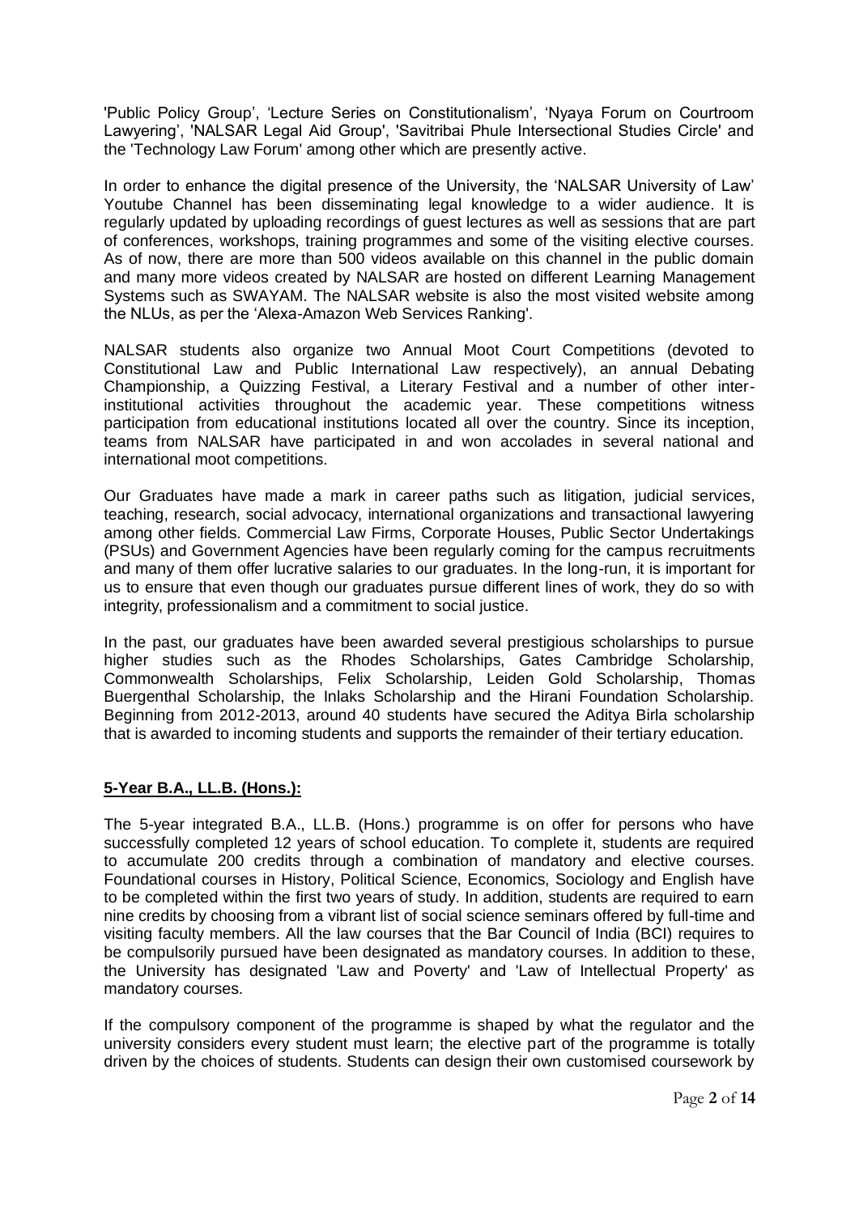'Public Policy Group', 'Lecture Series on Constitutionalism', 'Nyaya Forum on Courtroom Lawyering', 'NALSAR Legal Aid Group', 'Savitribai Phule Intersectional Studies Circle' and the 'Technology Law Forum' among other which are presently active.

In order to enhance the digital presence of the University, the 'NALSAR University of Law' Youtube Channel has been disseminating legal knowledge to a wider audience. It is regularly updated by uploading recordings of guest lectures as well as sessions that are part of conferences, workshops, training programmes and some of the visiting elective courses. As of now, there are more than 500 videos available on this channel in the public domain and many more videos created by NALSAR are hosted on different Learning Management Systems such as SWAYAM. The NALSAR website is also the most visited website among the NLUs, as per the 'Alexa-Amazon Web Services Ranking'.

NALSAR students also organize two Annual Moot Court Competitions (devoted to Constitutional Law and Public International Law respectively), an annual Debating Championship, a Quizzing Festival, a Literary Festival and a number of other inter-institutional activities throughout the academic year. These competitions witness participation from educational institutions located all over the country. Since its inception, teams from NALSAR have participated in and won accolades in several national and international moot competitions.

Our Graduates have made a mark in career paths such as litigation, judicial services, teaching, research, social advocacy, international organizations and transactional lawyering among other fields. Commercial Law Firms, Corporate Houses, Public Sector Undertakings (PSUs) and Government Agencies have been regularly coming for the campus recruitments and many of them offer lucrative salaries to our graduates. In the long-run, it is important for us to ensure that even though our graduates pursue different lines of work, they do so with integrity, professionalism and a commitment to social justice.

In the past, our graduates have been awarded several prestigious scholarships to pursue higher studies such as the Rhodes Scholarships, Gates Cambridge Scholarship, Commonwealth Scholarships, Felix Scholarship, Leiden Gold Scholarship, Thomas Buergenthal Scholarship, the Inlaks Scholarship and the Hirani Foundation Scholarship. Beginning from 2012-2013, around 40 students have secured the Aditya Birla scholarship that is awarded to incoming students and supports the remainder of their tertiary education.

## 5-Year B.A., LL.B. (Hons.):

The 5-year integrated B.A., LL.B. (Hons.) programme is on offer for persons who have successfully completed 12 years of school education. To complete it, students are required to accumulate 200 credits through a combination of mandatory and elective courses. Foundational courses in History, Political Science, Economics, Sociology and English have to be completed within the first two years of study. In addition, students are required to earn nine credits by choosing from a vibrant list of social science seminars offered by full-time and visiting faculty members. All the law courses that the Bar Council of India (BCI) requires to be compulsorily pursued have been designated as mandatory courses. In addition to these, the University has designated 'Law and Poverty' and 'Law of Intellectual Property' as mandatory courses.

If the compulsory component of the programme is shaped by what the regulator and the university considers every student must learn; the elective part of the programme is totally driven by the choices of students. Students can design their own customised coursework by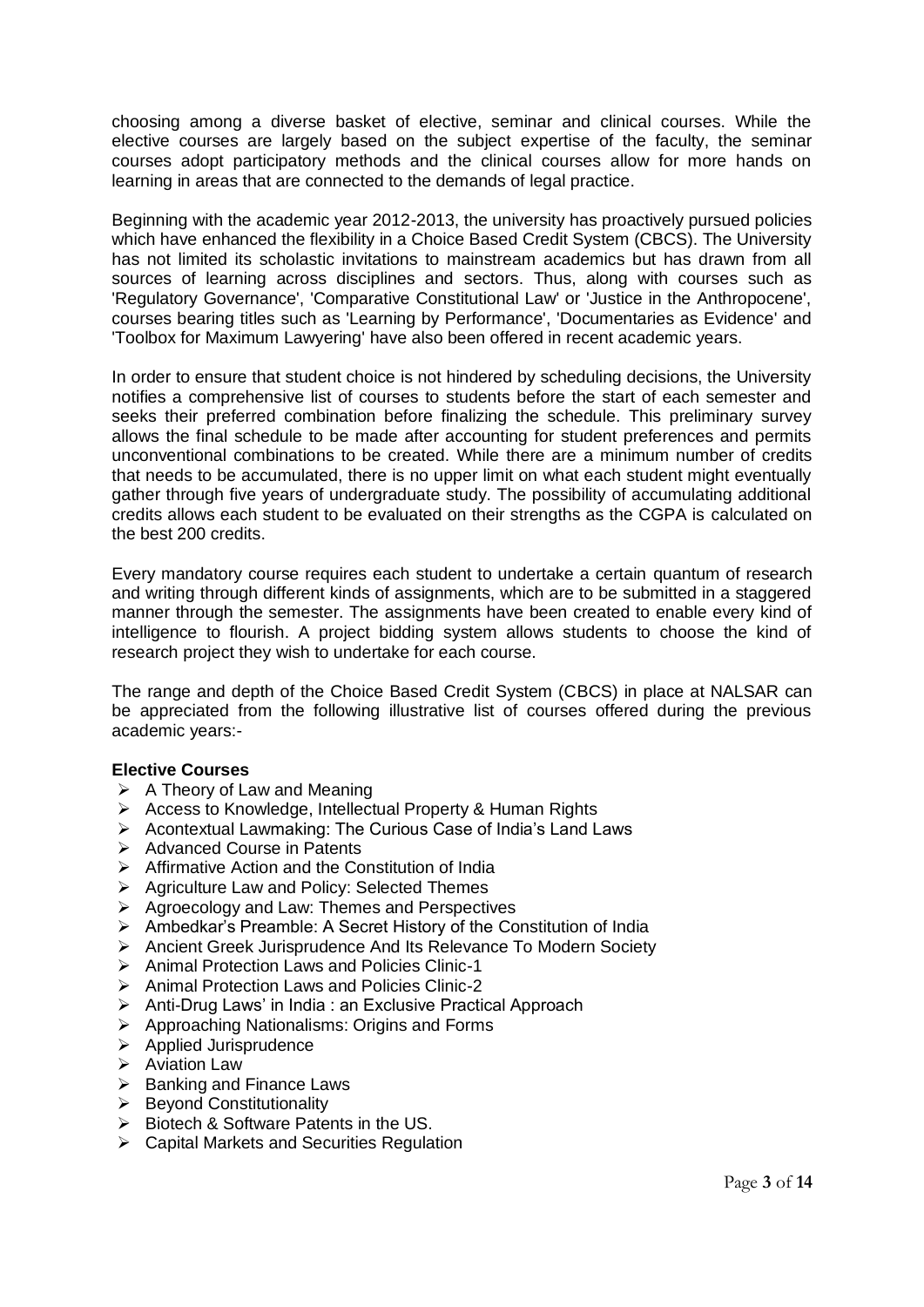choosing among a diverse basket of elective, seminar and clinical courses. While the elective courses are largely based on the subject expertise of the faculty, the seminar courses adopt participatory methods and the clinical courses allow for more hands on learning in areas that are connected to the demands of legal practice.

Beginning with the academic year 2012-2013, the university has proactively pursued policies which have enhanced the flexibility in a Choice Based Credit System (CBCS). The University has not limited its scholastic invitations to mainstream academics but has drawn from all sources of learning across disciplines and sectors. Thus, along with courses such as 'Regulatory Governance', 'Comparative Constitutional Law' or 'Justice in the Anthropocene', courses bearing titles such as 'Learning by Performance', 'Documentaries as Evidence' and 'Toolbox for Maximum Lawyering' have also been offered in recent academic years.

In order to ensure that student choice is not hindered by scheduling decisions, the University notifies a comprehensive list of courses to students before the start of each semester and seeks their preferred combination before finalizing the schedule. This preliminary survey allows the final schedule to be made after accounting for student preferences and permits unconventional combinations to be created. While there are a minimum number of credits that needs to be accumulated, there is no upper limit on what each student might eventually gather through five years of undergraduate study. The possibility of accumulating additional credits allows each student to be evaluated on their strengths as the CGPA is calculated on the best 200 credits.

Every mandatory course requires each student to undertake a certain quantum of research and writing through different kinds of assignments, which are to be submitted in a staggered manner through the semester. The assignments have been created to enable every kind of intelligence to flourish. A project bidding system allows students to choose the kind of research project they wish to undertake for each course.

The range and depth of the Choice Based Credit System (CBCS) in place at NALSAR can be appreciated from the following illustrative list of courses offered during the previous academic years:-

**Elective Courses**

- A Theory of Law and Meaning
- Access to Knowledge, Intellectual Property & Human Rights
- Acontextual Lawmaking: The Curious Case of India's Land Laws
- Advanced Course in Patents
- Affirmative Action and the Constitution of India
- Agriculture Law and Policy: Selected Themes
- Agroecology and Law: Themes and Perspectives
- Ambedkar's Preamble: A Secret History of the Constitution of India
- Ancient Greek Jurisprudence And Its Relevance To Modern Society
- Animal Protection Laws and Policies Clinic-1
- Animal Protection Laws and Policies Clinic-2
- Anti-Drug Laws' in India : an Exclusive Practical Approach
- Approaching Nationalisms: Origins and Forms
- Applied Jurisprudence
- Aviation Law
- Banking and Finance Laws
- Beyond Constitutionality
- Biotech & Software Patents in the US.
- Capital Markets and Securities Regulation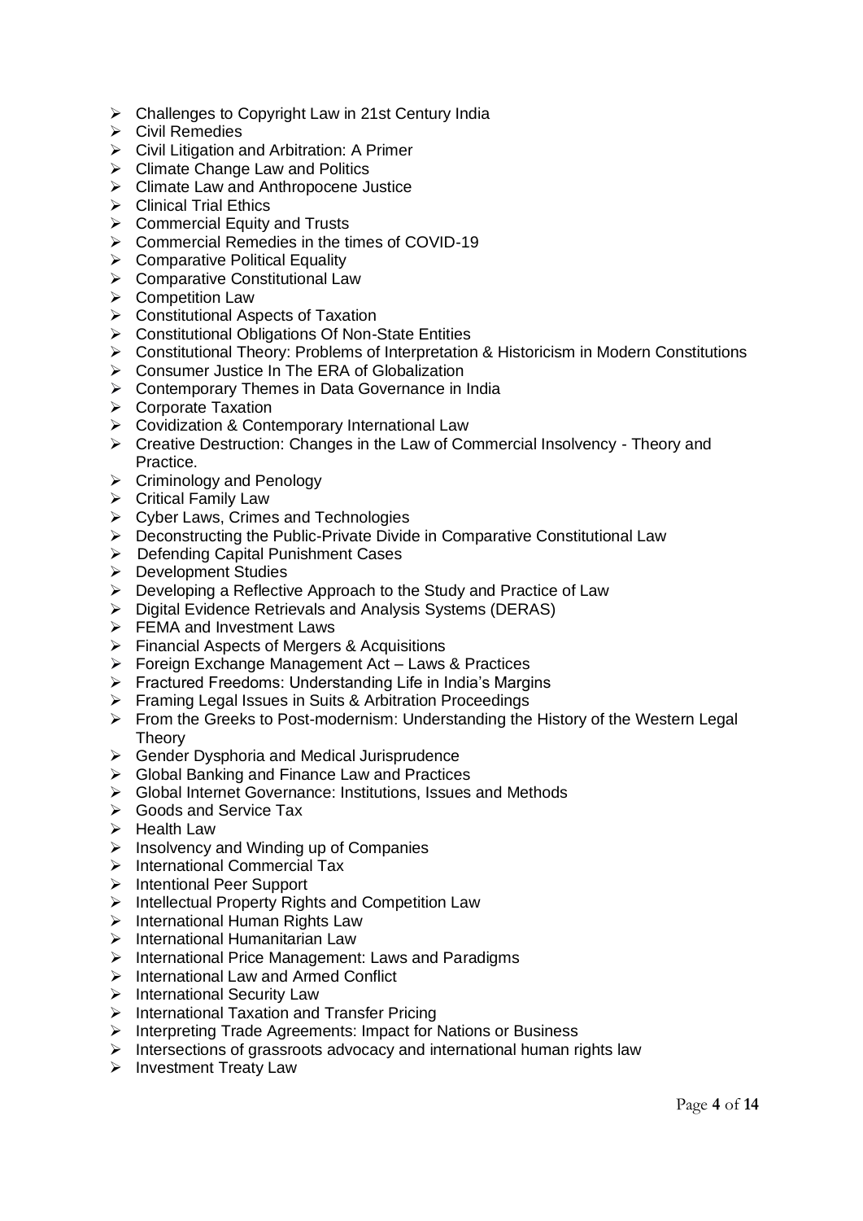- Challenges to Copyright Law in 21st Century India
- Civil Remedies
- Civil Litigation and Arbitration: A Primer
- Climate Change Law and Politics
- Climate Law and Anthropocene Justice
- Clinical Trial Ethics
- Commercial Equity and Trusts
- Commercial Remedies in the times of COVID-19
- Comparative Political Equality
- Comparative Constitutional Law
- Competition Law
- Constitutional Aspects of Taxation
- Constitutional Obligations Of Non-State Entities
- Constitutional Theory: Problems of Interpretation & Historicism in Modern Constitutions
- Consumer Justice In The ERA of Globalization
- Contemporary Themes in Data Governance in India
- Corporate Taxation
- Covidization & Contemporary International Law
- Creative Destruction: Changes in the Law of Commercial Insolvency - Theory and Practice.
- Criminology and Penology
- Critical Family Law
- Cyber Laws, Crimes and Technologies
- Deconstructing the Public-Private Divide in Comparative Constitutional Law
- Defending Capital Punishment Cases
- Development Studies
- Developing a Reflective Approach to the Study and Practice of Law
- Digital Evidence Retrievals and Analysis Systems (DERAS)
- FEMA and Investment Laws
- Financial Aspects of Mergers & Acquisitions
- Foreign Exchange Management Act – Laws & Practices
- Fractured Freedoms: Understanding Life in India's Margins
- Framing Legal Issues in Suits & Arbitration Proceedings
- From the Greeks to Post-modernism: Understanding the History of the Western Legal Theory
- Gender Dysphoria and Medical Jurisprudence
- Global Banking and Finance Law and Practices
- Global Internet Governance: Institutions, Issues and Methods
- Goods and Service Tax
- Health Law
- Insolvency and Winding up of Companies
- International Commercial Tax
- Intentional Peer Support
- Intellectual Property Rights and Competition Law
- International Human Rights Law
- International Humanitarian Law
- International Price Management: Laws and Paradigms
- International Law and Armed Conflict
- International Security Law
- International Taxation and Transfer Pricing
- Interpreting Trade Agreements: Impact for Nations or Business
- Intersections of grassroots advocacy and international human rights law
- Investment Treaty Law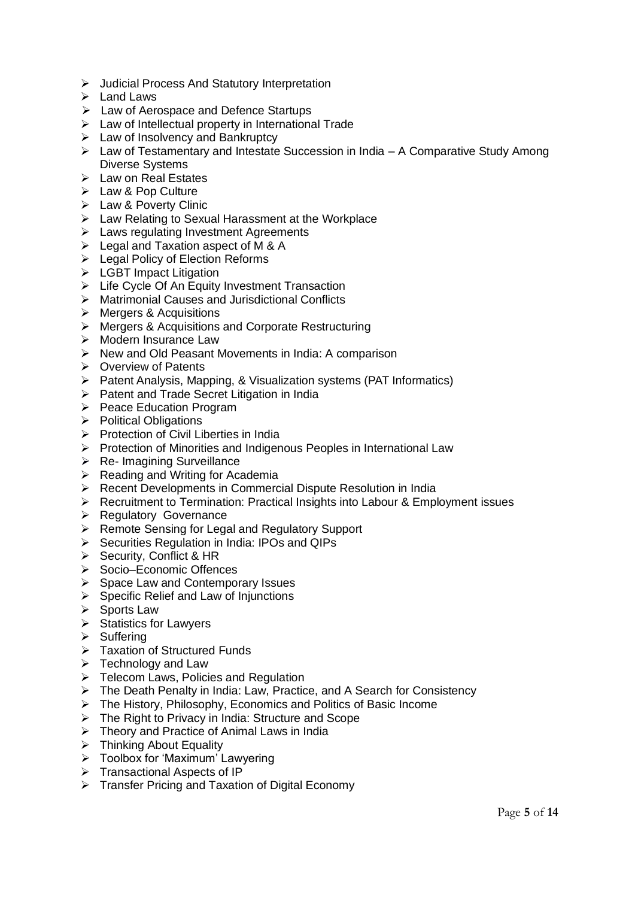- Judicial Process And Statutory Interpretation
- Land Laws
- Law of Aerospace and Defence Startups
- Law of Intellectual property in International Trade
- Law of Insolvency and Bankruptcy
- Law of Testamentary and Intestate Succession in India – A Comparative Study Among Diverse Systems
- Law on Real Estates
- Law & Pop Culture
- Law & Poverty Clinic
- Law Relating to Sexual Harassment at the Workplace
- Laws regulating Investment Agreements
- Legal and Taxation aspect of M & A
- Legal Policy of Election Reforms
- LGBT Impact Litigation
- Life Cycle Of An Equity Investment Transaction
- Matrimonial Causes and Jurisdictional Conflicts
- Mergers & Acquisitions
- Mergers & Acquisitions and Corporate Restructuring
- Modern Insurance Law
- New and Old Peasant Movements in India: A comparison
- Overview of Patents
- Patent Analysis, Mapping, & Visualization systems (PAT Informatics)
- Patent and Trade Secret Litigation in India
- Peace Education Program
- Political Obligations
- Protection of Civil Liberties in India
- Protection of Minorities and Indigenous Peoples in International Law
- Re- Imagining Surveillance
- Reading and Writing for Academia
- Recent Developments in Commercial Dispute Resolution in India
- Recruitment to Termination: Practical Insights into Labour & Employment issues
- Regulatory Governance
- Remote Sensing for Legal and Regulatory Support
- Securities Regulation in India: IPOs and QIPs
- Security, Conflict & HR
- Socio–Economic Offences
- Space Law and Contemporary Issues
- Specific Relief and Law of Injunctions
- Sports Law
- Statistics for Lawyers
- Suffering
- Taxation of Structured Funds
- Technology and Law
- Telecom Laws, Policies and Regulation
- The Death Penalty in India: Law, Practice, and A Search for Consistency
- The History, Philosophy, Economics and Politics of Basic Income
- The Right to Privacy in India: Structure and Scope
- Theory and Practice of Animal Laws in India
- Thinking About Equality
- Toolbox for 'Maximum' Lawyering
- Transactional Aspects of IP
- Transfer Pricing and Taxation of Digital Economy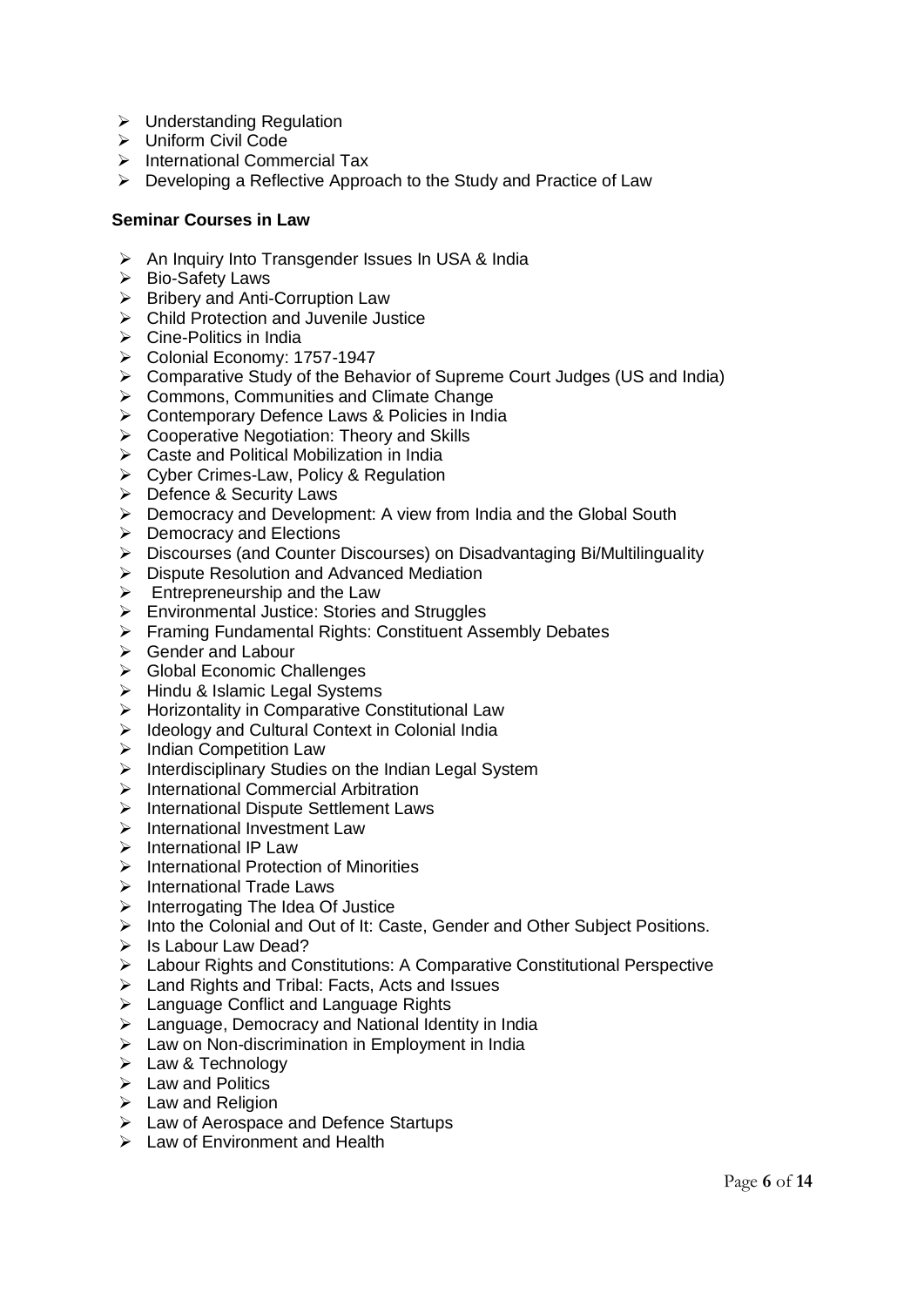- Understanding Regulation
- Uniform Civil Code
- International Commercial Tax
- Developing a Reflective Approach to the Study and Practice of Law

**Seminar Courses in Law**

- An Inquiry Into Transgender Issues In USA & India
- Bio-Safety Laws
- Bribery and Anti-Corruption Law
- Child Protection and Juvenile Justice
- Cine-Politics in India
- Colonial Economy: 1757-1947
- Comparative Study of the Behavior of Supreme Court Judges (US and India)
- Commons, Communities and Climate Change
- Contemporary Defence Laws & Policies in India
- Cooperative Negotiation: Theory and Skills
- Caste and Political Mobilization in India
- Cyber Crimes-Law, Policy & Regulation
- Defence & Security Laws
- Democracy and Development: A view from India and the Global South
- Democracy and Elections
- Discourses (and Counter Discourses) on Disadvantaging Bi/Multilinguality
- Dispute Resolution and Advanced Mediation
- Entrepreneurship and the Law
- Environmental Justice: Stories and Struggles
- Framing Fundamental Rights: Constituent Assembly Debates
- Gender and Labour
- Global Economic Challenges
- Hindu & Islamic Legal Systems
- Horizontality in Comparative Constitutional Law
- Ideology and Cultural Context in Colonial India
- Indian Competition Law
- Interdisciplinary Studies on the Indian Legal System
- International Commercial Arbitration
- International Dispute Settlement Laws
- International Investment Law
- International IP Law
- International Protection of Minorities
- International Trade Laws
- Interrogating The Idea Of Justice
- Into the Colonial and Out of It: Caste, Gender and Other Subject Positions.
- Is Labour Law Dead?
- Labour Rights and Constitutions: A Comparative Constitutional Perspective
- Land Rights and Tribal: Facts, Acts and Issues
- Language Conflict and Language Rights
- Language, Democracy and National Identity in India
- Law on Non-discrimination in Employment in India
- Law & Technology
- Law and Politics
- Law and Religion
- Law of Aerospace and Defence Startups
- Law of Environment and Health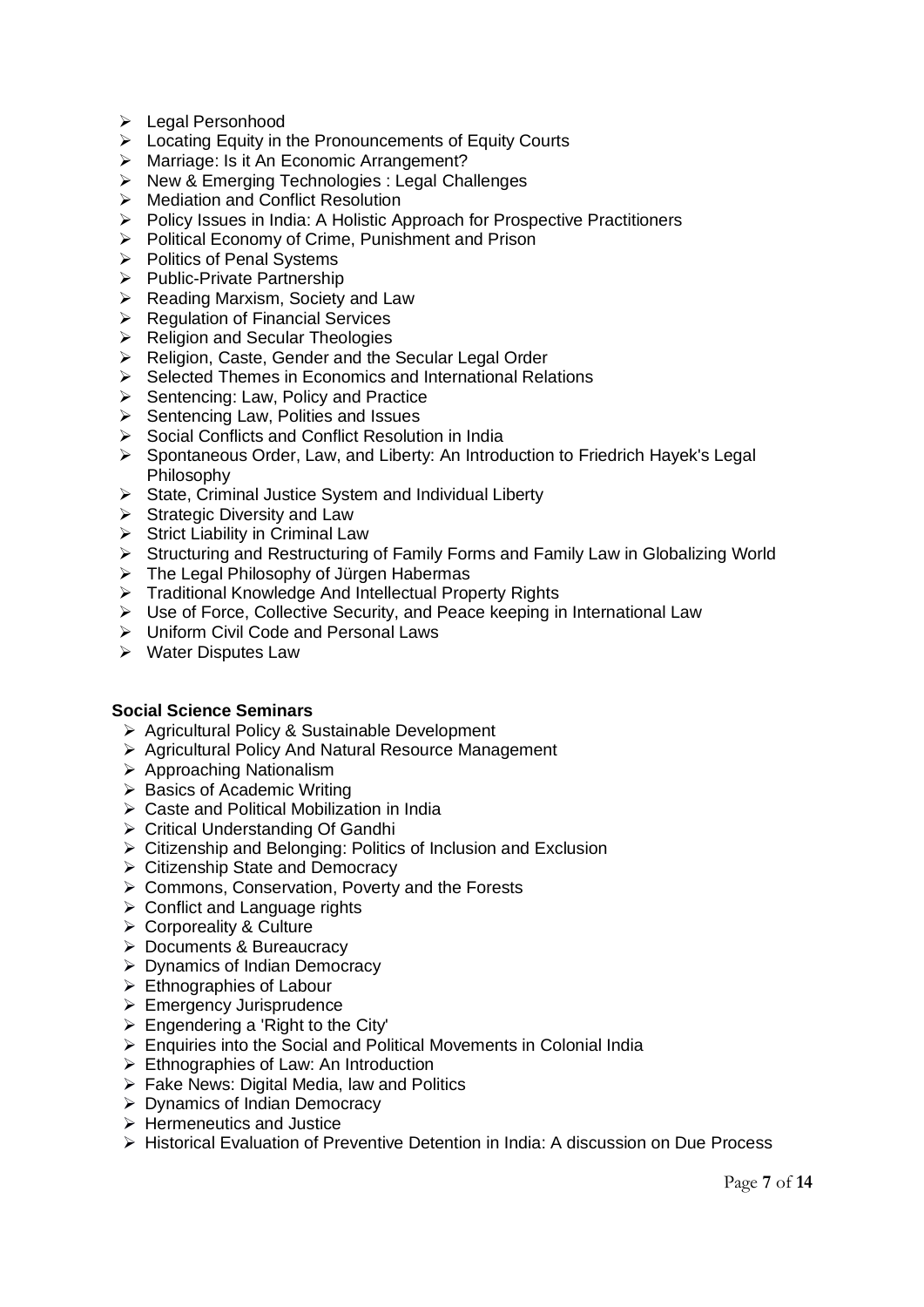- Legal Personhood
- Locating Equity in the Pronouncements of Equity Courts
- Marriage: Is it An Economic Arrangement?
- New & Emerging Technologies : Legal Challenges
- Mediation and Conflict Resolution
- Policy Issues in India: A Holistic Approach for Prospective Practitioners
- Political Economy of Crime, Punishment and Prison
- Politics of Penal Systems
- Public-Private Partnership
- Reading Marxism, Society and Law
- Regulation of Financial Services
- Religion and Secular Theologies
- Religion, Caste, Gender and the Secular Legal Order
- Selected Themes in Economics and International Relations
- Sentencing: Law, Policy and Practice
- Sentencing Law, Polities and Issues
- Social Conflicts and Conflict Resolution in India
- Spontaneous Order, Law, and Liberty: An Introduction to Friedrich Hayek's Legal Philosophy
- State, Criminal Justice System and Individual Liberty
- Strategic Diversity and Law
- Strict Liability in Criminal Law
- Structuring and Restructuring of Family Forms and Family Law in Globalizing World
- The Legal Philosophy of Jürgen Habermas
- Traditional Knowledge And Intellectual Property Rights
- Use of Force, Collective Security, and Peace keeping in International Law
- Uniform Civil Code and Personal Laws
- Water Disputes Law

**Social Science Seminars**

- Agricultural Policy & Sustainable Development
- Agricultural Policy And Natural Resource Management
- Approaching Nationalism
- Basics of Academic Writing
- Caste and Political Mobilization in India
- Critical Understanding Of Gandhi
- Citizenship and Belonging: Politics of Inclusion and Exclusion
- Citizenship State and Democracy
- Commons, Conservation, Poverty and the Forests
- Conflict and Language rights
- Corporeality & Culture
- Documents & Bureaucracy
- Dynamics of Indian Democracy
- Ethnographies of Labour
- Emergency Jurisprudence
- Engendering a 'Right to the City'
- Enquiries into the Social and Political Movements in Colonial India
- Ethnographies of Law: An Introduction
- Fake News: Digital Media, law and Politics
- Dynamics of Indian Democracy
- Hermeneutics and Justice
- Historical Evaluation of Preventive Detention in India: A discussion on Due Process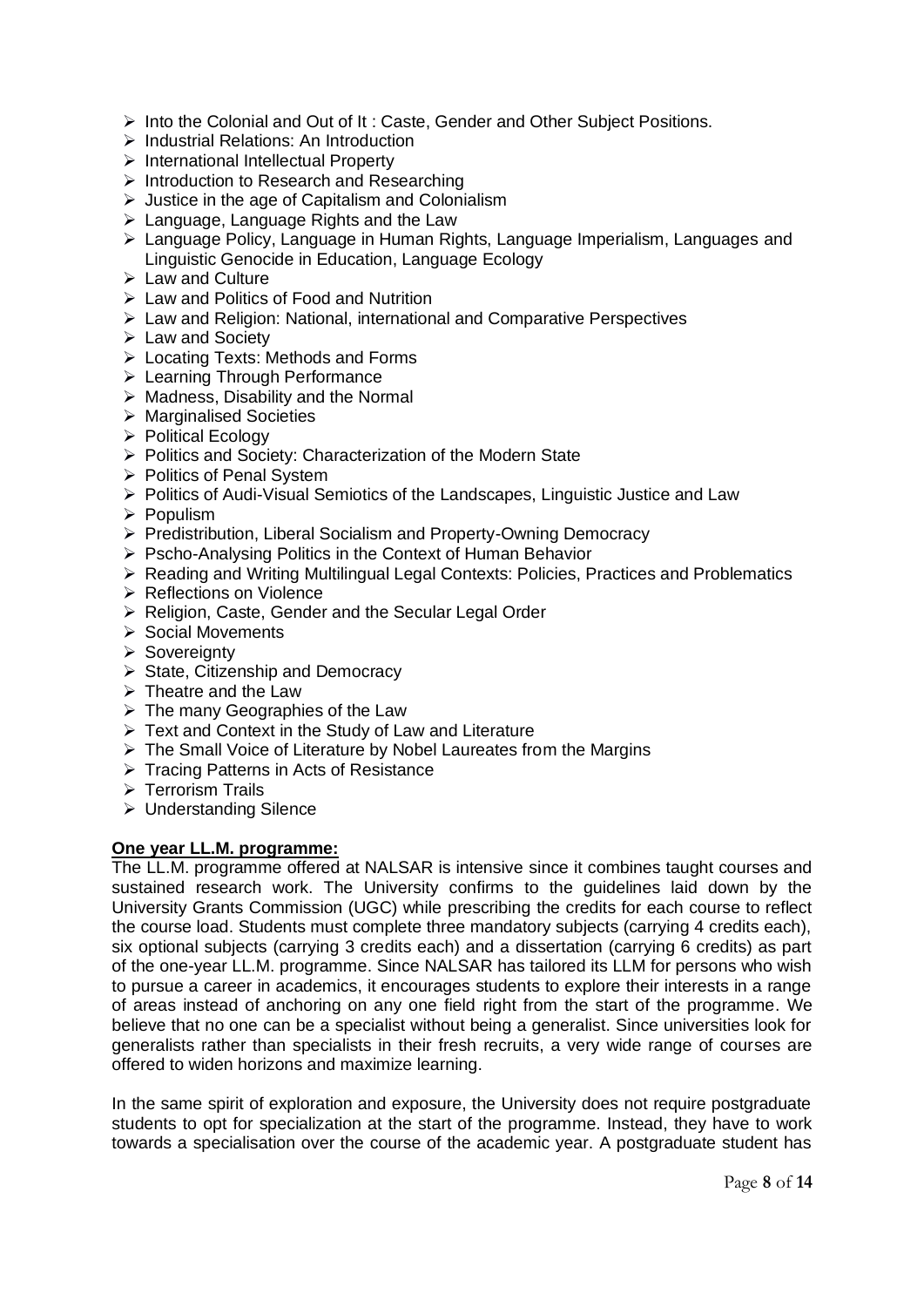- Into the Colonial and Out of It : Caste, Gender and Other Subject Positions.
- Industrial Relations: An Introduction
- International Intellectual Property
- Introduction to Research and Researching
- Justice in the age of Capitalism and Colonialism
- Language, Language Rights and the Law
- Language Policy, Language in Human Rights, Language Imperialism, Languages and Linguistic Genocide in Education, Language Ecology
- Law and Culture
- Law and Politics of Food and Nutrition
- Law and Religion: National, international and Comparative Perspectives
- Law and Society
- Locating Texts: Methods and Forms
- Learning Through Performance
- Madness, Disability and the Normal
- Marginalised Societies
- Political Ecology
- Politics and Society: Characterization of the Modern State
- Politics of Penal System
- Politics of Audi-Visual Semiotics of the Landscapes, Linguistic Justice and Law
- Populism
- Predistribution, Liberal Socialism and Property-Owning Democracy
- Pscho-Analysing Politics in the Context of Human Behavior
- Reading and Writing Multilingual Legal Contexts: Policies, Practices and Problematics
- Reflections on Violence
- Religion, Caste, Gender and the Secular Legal Order
- Social Movements
- Sovereignty
- State, Citizenship and Democracy
- Theatre and the Law
- The many Geographies of the Law
- Text and Context in the Study of Law and Literature
- The Small Voice of Literature by Nobel Laureates from the Margins
- Tracing Patterns in Acts of Resistance
- Terrorism Trails
- Understanding Silence

**One year LL.M. programme:**

The LL.M. programme offered at NALSAR is intensive since it combines taught courses and sustained research work. The University confirms to the guidelines laid down by the University Grants Commission (UGC) while prescribing the credits for each course to reflect the course load. Students must complete three mandatory subjects (carrying 4 credits each), six optional subjects (carrying 3 credits each) and a dissertation (carrying 6 credits) as part of the one-year LL.M. programme. Since NALSAR has tailored its LLM for persons who wish to pursue a career in academics, it encourages students to explore their interests in a range of areas instead of anchoring on any one field right from the start of the programme. We believe that no one can be a specialist without being a generalist. Since universities look for generalists rather than specialists in their fresh recruits, a very wide range of courses are offered to widen horizons and maximize learning.

In the same spirit of exploration and exposure, the University does not require postgraduate students to opt for specialization at the start of the programme. Instead, they have to work towards a specialisation over the course of the academic year. A postgraduate student has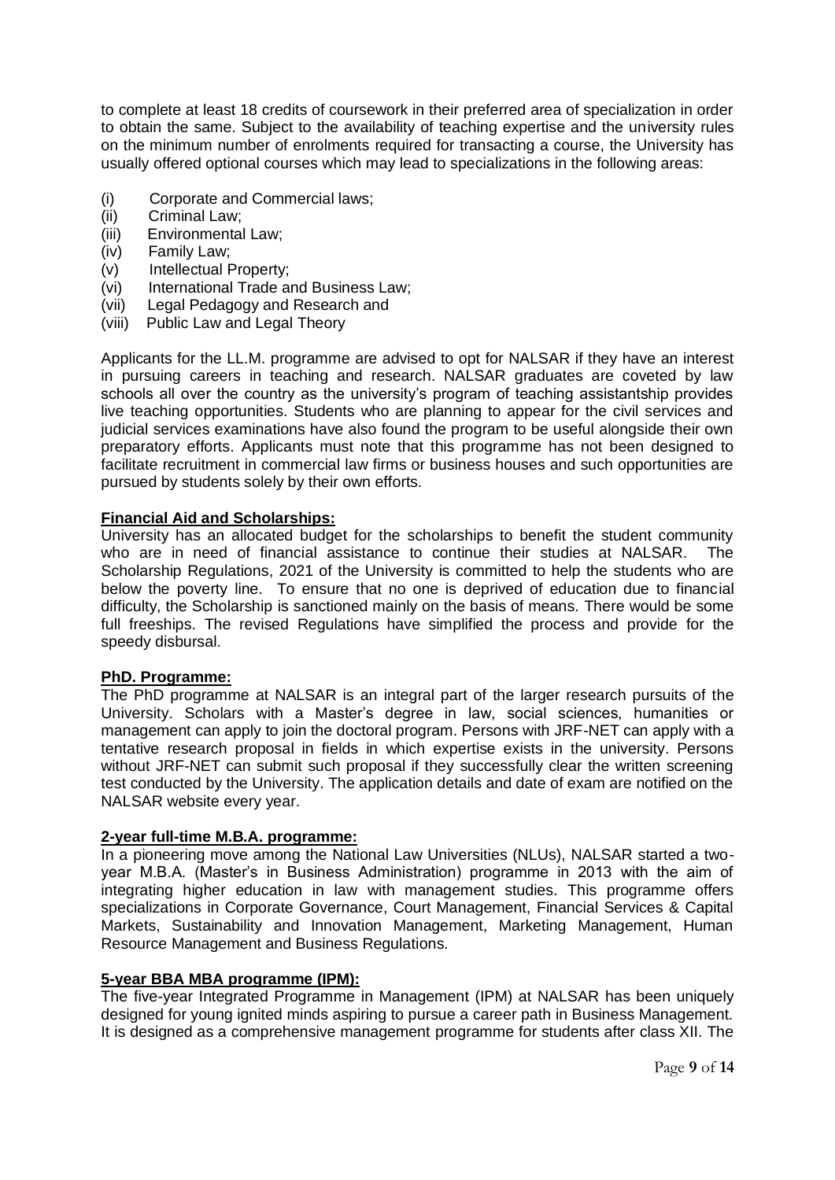to complete at least 18 credits of coursework in their preferred area of specialization in order to obtain the same. Subject to the availability of teaching expertise and the university rules on the minimum number of enrolments required for transacting a course, the University has usually offered optional courses which may lead to specializations in the following areas:

(i) Corporate and Commercial laws;
(ii) Criminal Law;
(iii) Environmental Law;
(iv) Family Law;
(v) Intellectual Property;
(vi) International Trade and Business Law;
(vii) Legal Pedagogy and Research and
(viii) Public Law and Legal Theory

Applicants for the LL.M. programme are advised to opt for NALSAR if they have an interest in pursuing careers in teaching and research. NALSAR graduates are coveted by law schools all over the country as the university's program of teaching assistantship provides live teaching opportunities. Students who are planning to appear for the civil services and judicial services examinations have also found the program to be useful alongside their own preparatory efforts. Applicants must note that this programme has not been designed to facilitate recruitment in commercial law firms or business houses and such opportunities are pursued by students solely by their own efforts.

**Financial Aid and Scholarships:**

University has an allocated budget for the scholarships to benefit the student community who are in need of financial assistance to continue their studies at NALSAR. The Scholarship Regulations, 2021 of the University is committed to help the students who are below the poverty line. To ensure that no one is deprived of education due to financial difficulty, the Scholarship is sanctioned mainly on the basis of means. There would be some full freeships. The revised Regulations have simplified the process and provide for the speedy disbursal.

**PhD. Programme:**

The PhD programme at NALSAR is an integral part of the larger research pursuits of the University. Scholars with a Master's degree in law, social sciences, humanities or management can apply to join the doctoral program. Persons with JRF-NET can apply with a tentative research proposal in fields in which expertise exists in the university. Persons without JRF-NET can submit such proposal if they successfully clear the written screening test conducted by the University. The application details and date of exam are notified on the NALSAR website every year.

**2-year full-time M.B.A. programme:**

In a pioneering move among the National Law Universities (NLUs), NALSAR started a two-year M.B.A. (Master's in Business Administration) programme in 2013 with the aim of integrating higher education in law with management studies. This programme offers specializations in Corporate Governance, Court Management, Financial Services & Capital Markets, Sustainability and Innovation Management, Marketing Management, Human Resource Management and Business Regulations.

**5-year BBA MBA programme (IPM):**

The five-year Integrated Programme in Management (IPM) at NALSAR has been uniquely designed for young ignited minds aspiring to pursue a career path in Business Management. It is designed as a comprehensive management programme for students after class XII. The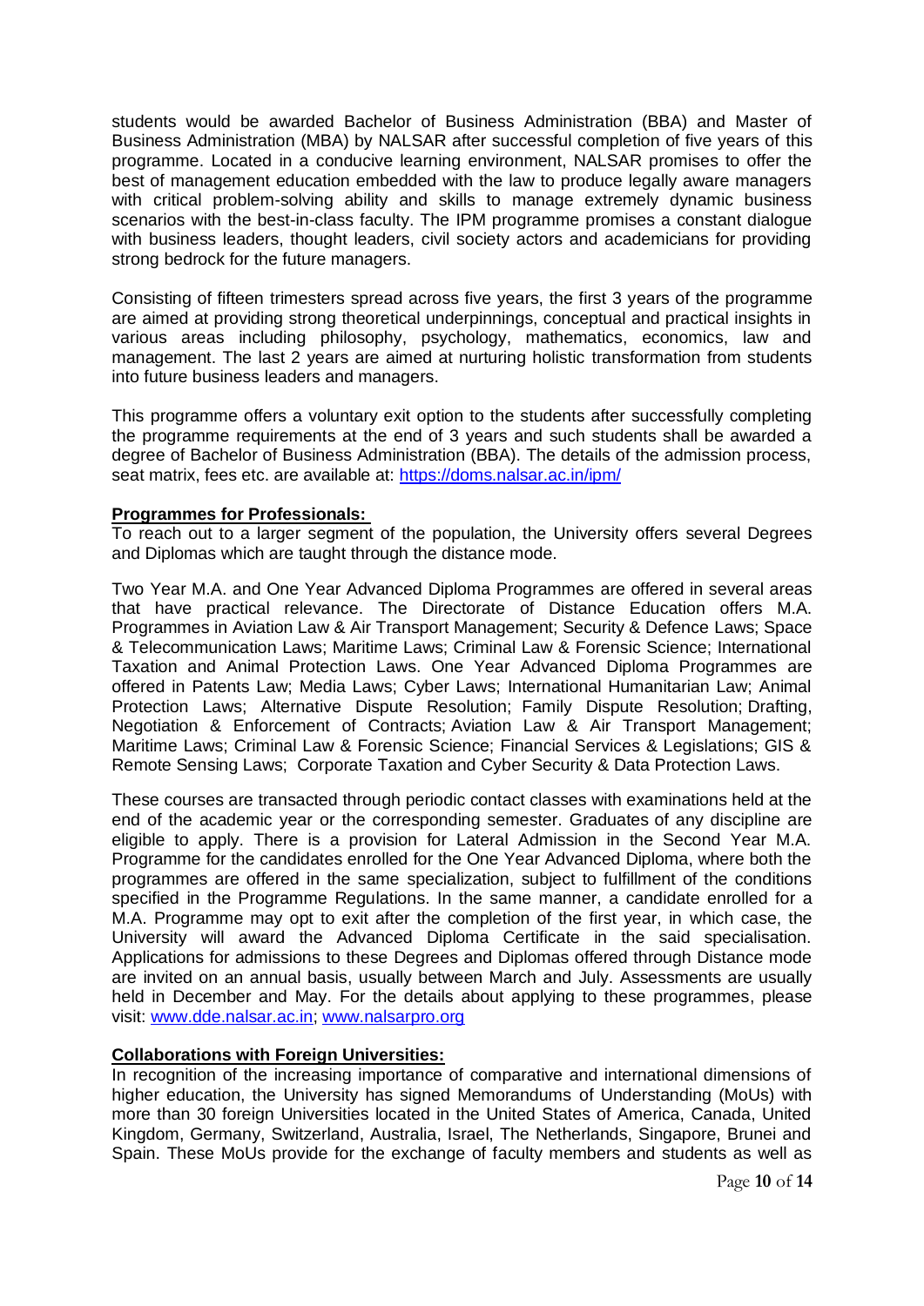students would be awarded Bachelor of Business Administration (BBA) and Master of Business Administration (MBA) by NALSAR after successful completion of five years of this programme. Located in a conducive learning environment, NALSAR promises to offer the best of management education embedded with the law to produce legally aware managers with critical problem-solving ability and skills to manage extremely dynamic business scenarios with the best-in-class faculty. The IPM programme promises a constant dialogue with business leaders, thought leaders, civil society actors and academicians for providing strong bedrock for the future managers.

Consisting of fifteen trimesters spread across five years, the first 3 years of the programme are aimed at providing strong theoretical underpinnings, conceptual and practical insights in various areas including philosophy, psychology, mathematics, economics, law and management. The last 2 years are aimed at nurturing holistic transformation from students into future business leaders and managers.

This programme offers a voluntary exit option to the students after successfully completing the programme requirements at the end of 3 years and such students shall be awarded a degree of Bachelor of Business Administration (BBA). The details of the admission process, seat matrix, fees etc. are available at: https://doms.nalsar.ac.in/ipm/

**Programmes for Professionals:**

To reach out to a larger segment of the population, the University offers several Degrees and Diplomas which are taught through the distance mode.

Two Year M.A. and One Year Advanced Diploma Programmes are offered in several areas that have practical relevance. The Directorate of Distance Education offers M.A. Programmes in Aviation Law & Air Transport Management; Security & Defence Laws; Space & Telecommunication Laws; Maritime Laws; Criminal Law & Forensic Science; International Taxation and Animal Protection Laws. One Year Advanced Diploma Programmes are offered in Patents Law; Media Laws; Cyber Laws; International Humanitarian Law; Animal Protection Laws; Alternative Dispute Resolution; Family Dispute Resolution; Drafting, Negotiation & Enforcement of Contracts; Aviation Law & Air Transport Management; Maritime Laws; Criminal Law & Forensic Science; Financial Services & Legislations; GIS & Remote Sensing Laws; Corporate Taxation and Cyber Security & Data Protection Laws.

These courses are transacted through periodic contact classes with examinations held at the end of the academic year or the corresponding semester. Graduates of any discipline are eligible to apply. There is a provision for Lateral Admission in the Second Year M.A. Programme for the candidates enrolled for the One Year Advanced Diploma, where both the programmes are offered in the same specialization, subject to fulfillment of the conditions specified in the Programme Regulations. In the same manner, a candidate enrolled for a M.A. Programme may opt to exit after the completion of the first year, in which case, the University will award the Advanced Diploma Certificate in the said specialisation. Applications for admissions to these Degrees and Diplomas offered through Distance mode are invited on an annual basis, usually between March and July. Assessments are usually held in December and May. For the details about applying to these programmes, please visit: www.dde.nalsar.ac.in; www.nalsarpro.org

**Collaborations with Foreign Universities:**

In recognition of the increasing importance of comparative and international dimensions of higher education, the University has signed Memorandums of Understanding (MoUs) with more than 30 foreign Universities located in the United States of America, Canada, United Kingdom, Germany, Switzerland, Australia, Israel, The Netherlands, Singapore, Brunei and Spain. These MoUs provide for the exchange of faculty members and students as well as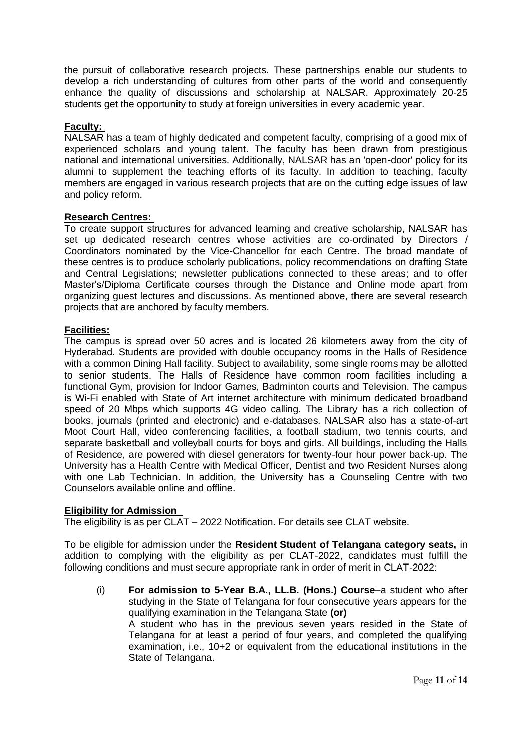the pursuit of collaborative research projects. These partnerships enable our students to develop a rich understanding of cultures from other parts of the world and consequently enhance the quality of discussions and scholarship at NALSAR. Approximately 20-25 students get the opportunity to study at foreign universities in every academic year.

**Faculty:**

NALSAR has a team of highly dedicated and competent faculty, comprising of a good mix of experienced scholars and young talent. The faculty has been drawn from prestigious national and international universities. Additionally, NALSAR has an 'open-door' policy for its alumni to supplement the teaching efforts of its faculty. In addition to teaching, faculty members are engaged in various research projects that are on the cutting edge issues of law and policy reform.

**Research Centres:**

To create support structures for advanced learning and creative scholarship, NALSAR has set up dedicated research centres whose activities are co-ordinated by Directors / Coordinators nominated by the Vice-Chancellor for each Centre. The broad mandate of these centres is to produce scholarly publications, policy recommendations on drafting State and Central Legislations; newsletter publications connected to these areas; and to offer Master's/Diploma Certificate courses through the Distance and Online mode apart from organizing guest lectures and discussions. As mentioned above, there are several research projects that are anchored by faculty members.

**Facilities:**

The campus is spread over 50 acres and is located 26 kilometers away from the city of Hyderabad. Students are provided with double occupancy rooms in the Halls of Residence with a common Dining Hall facility. Subject to availability, some single rooms may be allotted to senior students. The Halls of Residence have common room facilities including a functional Gym, provision for Indoor Games, Badminton courts and Television. The campus is Wi-Fi enabled with State of Art internet architecture with minimum dedicated broadband speed of 20 Mbps which supports 4G video calling. The Library has a rich collection of books, journals (printed and electronic) and e-databases. NALSAR also has a state-of-art Moot Court Hall, video conferencing facilities, a football stadium, two tennis courts, and separate basketball and volleyball courts for boys and girls. All buildings, including the Halls of Residence, are powered with diesel generators for twenty-four hour power back-up. The University has a Health Centre with Medical Officer, Dentist and two Resident Nurses along with one Lab Technician. In addition, the University has a Counseling Centre with two Counselors available online and offline.

**Eligibility for Admission**

The eligibility is as per CLAT – 2022 Notification. For details see CLAT website.

To be eligible for admission under the **Resident Student of Telangana category seats,** in addition to complying with the eligibility as per CLAT-2022, candidates must fulfill the following conditions and must secure appropriate rank in order of merit in CLAT-2022:

(i) **For admission to 5-Year B.A., LL.B. (Hons.) Course**–a student who after studying in the State of Telangana for four consecutive years appears for the qualifying examination in the Telangana State **(or)**
A student who has in the previous seven years resided in the State of Telangana for at least a period of four years, and completed the qualifying examination, i.e., 10+2 or equivalent from the educational institutions in the State of Telangana.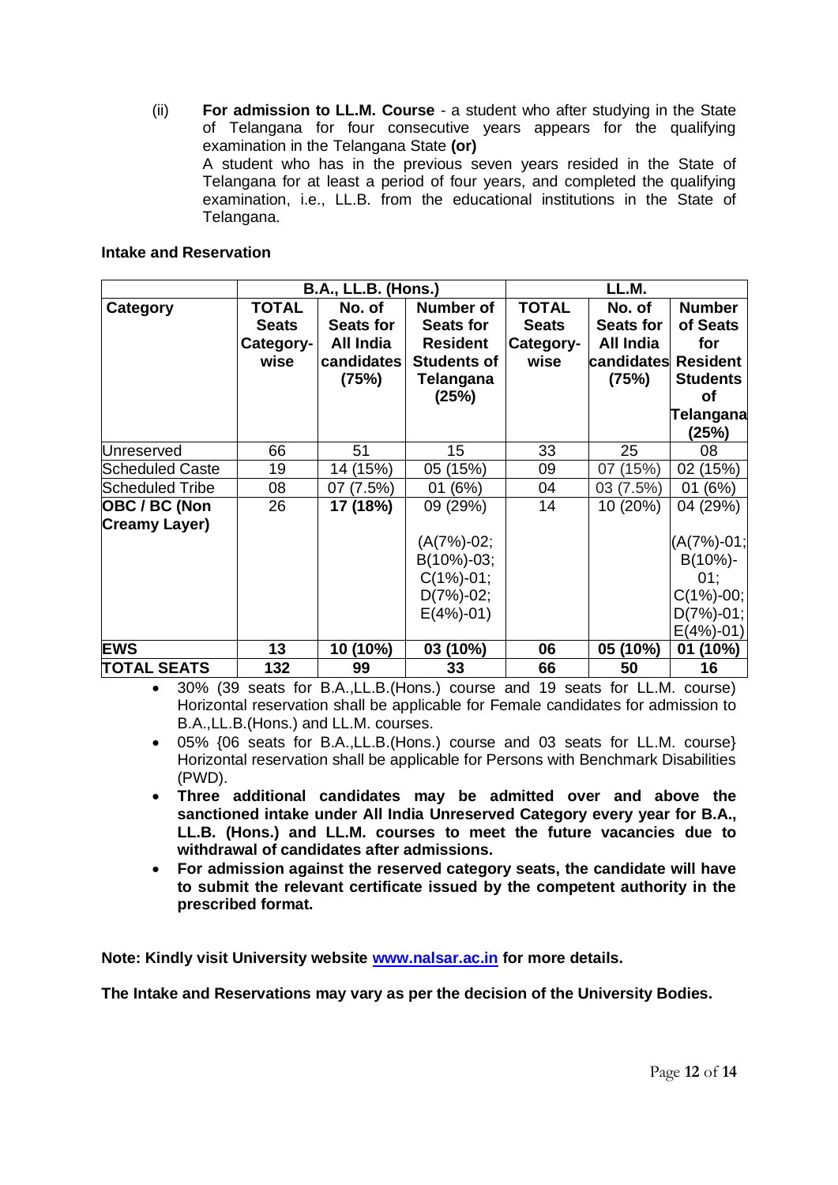(ii) **For admission to LL.M. Course** - a student who after studying in the State of Telangana for four consecutive years appears for the qualifying examination in the Telangana State **(or)**
A student who has in the previous seven years resided in the State of Telangana for at least a period of four years, and completed the qualifying examination, i.e., LL.B. from the educational institutions in the State of Telangana.

**Intake and Reservation**

| | B.A., LL.B. (Hons.) | | | LL.M. | | |
|---|---|---|---|---|---|---|
| **Category** | **TOTAL Seats Category-wise** | **No. of Seats for All India candidates (75%)** | **Number of Seats for Resident Students of Telangana (25%)** | **TOTAL Seats Category-wise** | **No. of Seats for All India candidates (75%)** | **Number of Seats for Resident Students of Telangana (25%)** |
| Unreserved | 66 | 51 | 15 | 33 | 25 | 08 |
| Scheduled Caste | 19 | 14 (15%) | 05 (15%) | 09 | 07 (15%) | 02 (15%) |
| Scheduled Tribe | 08 | 07 (7.5%) | 01 (6%) | 04 | 03 (7.5%) | 01 (6%) |
| **OBC / BC (Non Creamy Layer)** | 26 | **17 (18%)** | 09 (29%) (A(7%)-02; B(10%)-03; C(1%)-01; D(7%)-02; E(4%)-01) | 14 | 10 (20%) | 04 (29%) (A(7%)-01; B(10%)-01; C(1%)-00; D(7%)-01; E(4%)-01) |
| **EWS** | **13** | **10 (10%)** | **03 (10%)** | **06** | **05 (10%)** | **01 (10%)** |
| **TOTAL SEATS** | **132** | **99** | **33** | **66** | **50** | **16** |

- 30% (39 seats for B.A.,LL.B.(Hons.) course and 19 seats for LL.M. course) Horizontal reservation shall be applicable for Female candidates for admission to B.A.,LL.B.(Hons.) and LL.M. courses.
- 05% {06 seats for B.A.,LL.B.(Hons.) course and 03 seats for LL.M. course} Horizontal reservation shall be applicable for Persons with Benchmark Disabilities (PWD).
- **Three additional candidates may be admitted over and above the sanctioned intake under All India Unreserved Category every year for B.A., LL.B. (Hons.) and LL.M. courses to meet the future vacancies due to withdrawal of candidates after admissions.**
- **For admission against the reserved category seats, the candidate will have to submit the relevant certificate issued by the competent authority in the prescribed format.**

**Note: Kindly visit University website [www.nalsar.ac.in](http://www.nalsar.ac.in) for more details.**

**The Intake and Reservations may vary as per the decision of the University Bodies.**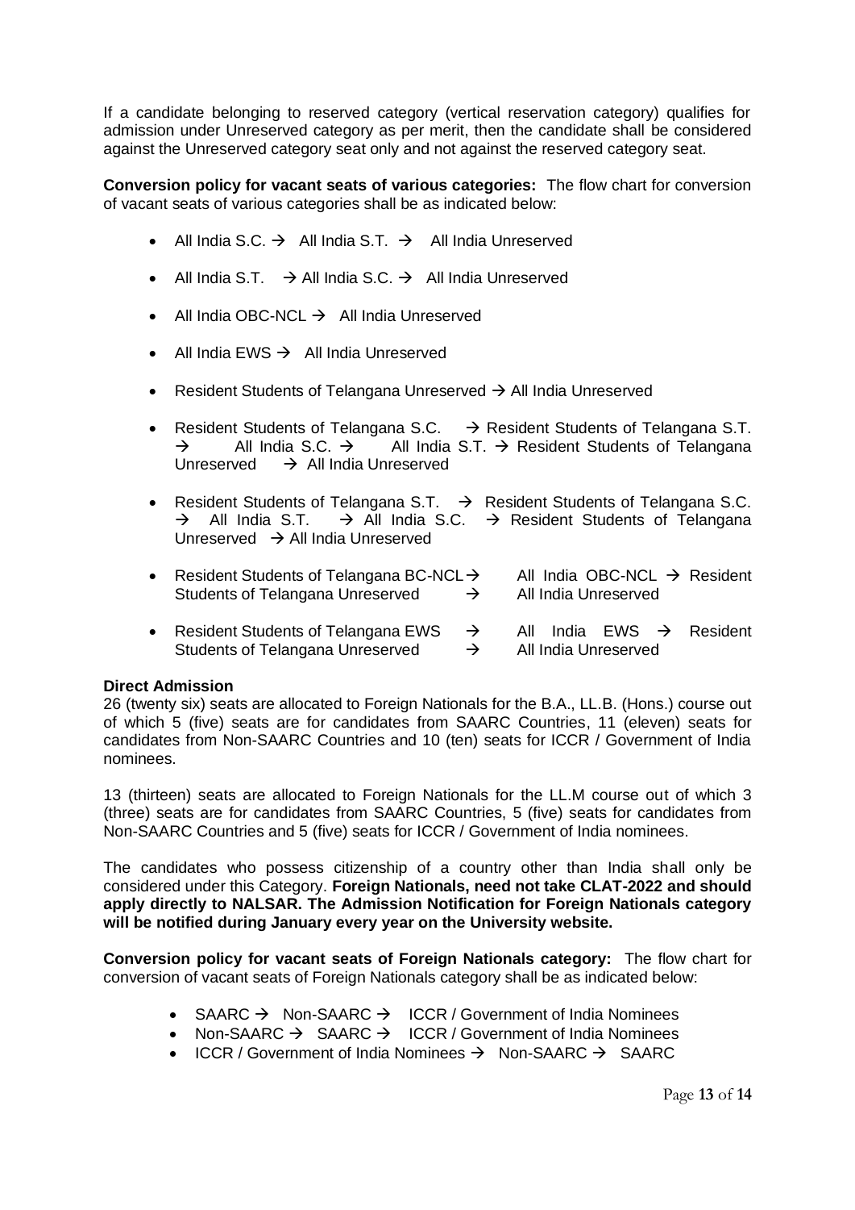If a candidate belonging to reserved category (vertical reservation category) qualifies for admission under Unreserved category as per merit, then the candidate shall be considered against the Unreserved category seat only and not against the reserved category seat.

**Conversion policy for vacant seats of various categories:** The flow chart for conversion of vacant seats of various categories shall be as indicated below:

- All India S.C. → All India S.T. → All India Unreserved
- All India S.T. → All India S.C. → All India Unreserved
- All India OBC-NCL → All India Unreserved
- All India EWS → All India Unreserved
- Resident Students of Telangana Unreserved → All India Unreserved
- Resident Students of Telangana S.C. → Resident Students of Telangana S.T. → All India S.C. → All India S.T. → Resident Students of Telangana Unreserved → All India Unreserved
- Resident Students of Telangana S.T. → Resident Students of Telangana S.C. → All India S.T. → All India S.C. → Resident Students of Telangana Unreserved → All India Unreserved
- Resident Students of Telangana BC-NCL → All India OBC-NCL → Resident Students of Telangana Unreserved → All India Unreserved
- Resident Students of Telangana EWS → All India EWS → Resident Students of Telangana Unreserved → All India Unreserved

**Direct Admission**

26 (twenty six) seats are allocated to Foreign Nationals for the B.A., LL.B. (Hons.) course out of which 5 (five) seats are for candidates from SAARC Countries, 11 (eleven) seats for candidates from Non-SAARC Countries and 10 (ten) seats for ICCR / Government of India nominees.

13 (thirteen) seats are allocated to Foreign Nationals for the LL.M course out of which 3 (three) seats are for candidates from SAARC Countries, 5 (five) seats for candidates from Non-SAARC Countries and 5 (five) seats for ICCR / Government of India nominees.

The candidates who possess citizenship of a country other than India shall only be considered under this Category. **Foreign Nationals, need not take CLAT-2022 and should apply directly to NALSAR. The Admission Notification for Foreign Nationals category will be notified during January every year on the University website.**

**Conversion policy for vacant seats of Foreign Nationals category:** The flow chart for conversion of vacant seats of Foreign Nationals category shall be as indicated below:

- SAARC → Non-SAARC → ICCR / Government of India Nominees
- Non-SAARC → SAARC → ICCR / Government of India Nominees
- ICCR / Government of India Nominees → Non-SAARC → SAARC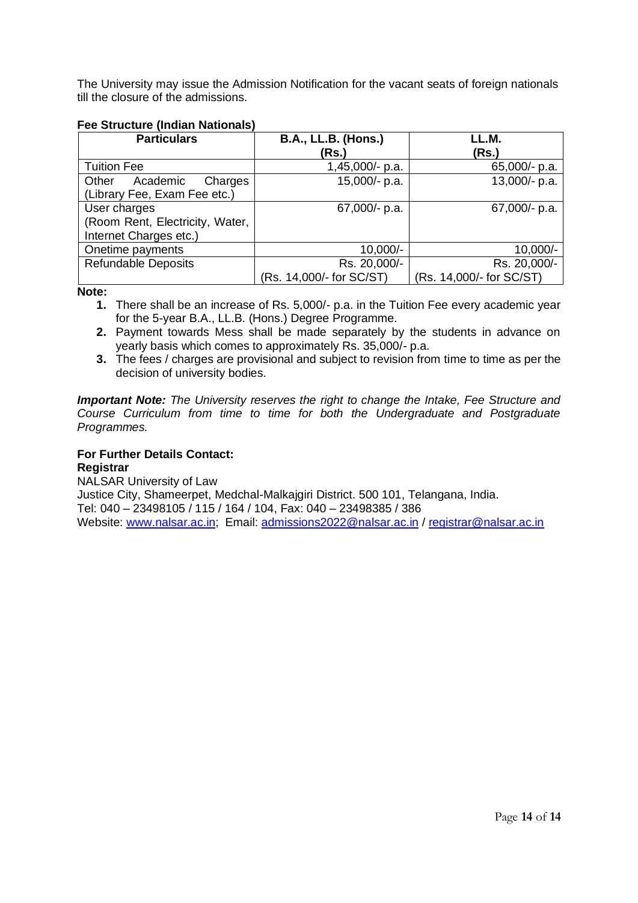The University may issue the Admission Notification for the vacant seats of foreign nationals till the closure of the admissions.

**Fee Structure (Indian Nationals)**

| Particulars | B.A., LL.B. (Hons.) (Rs.) | LL.M. (Rs.) |
|---|---|---|
| Tuition Fee | 1,45,000/- p.a. | 65,000/- p.a. |
| Other Academic Charges (Library Fee, Exam Fee etc.) | 15,000/- p.a. | 13,000/- p.a. |
| User charges (Room Rent, Electricity, Water, Internet Charges etc.) | 67,000/- p.a. | 67,000/- p.a. |
| Onetime payments | 10,000/- | 10,000/- |
| Refundable Deposits | Rs. 20,000/- (Rs. 14,000/- for SC/ST) | Rs. 20,000/- (Rs. 14,000/- for SC/ST) |

**Note:**

1. There shall be an increase of Rs. 5,000/- p.a. in the Tuition Fee every academic year for the 5-year B.A., LL.B. (Hons.) Degree Programme.
2. Payment towards Mess shall be made separately by the students in advance on yearly basis which comes to approximately Rs. 35,000/- p.a.
3. The fees / charges are provisional and subject to revision from time to time as per the decision of university bodies.

***Important Note:*** *The University reserves the right to change the Intake, Fee Structure and Course Curriculum from time to time for both the Undergraduate and Postgraduate Programmes.*

**For Further Details Contact:**
**Registrar**
NALSAR University of Law
Justice City, Shameerpet, Medchal-Malkajgiri District. 500 101, Telangana, India.
Tel: 040 – 23498105 / 115 / 164 / 104, Fax: 040 – 23498385 / 386
Website: www.nalsar.ac.in; Email: admissions2022@nalsar.ac.in / registrar@nalsar.ac.in